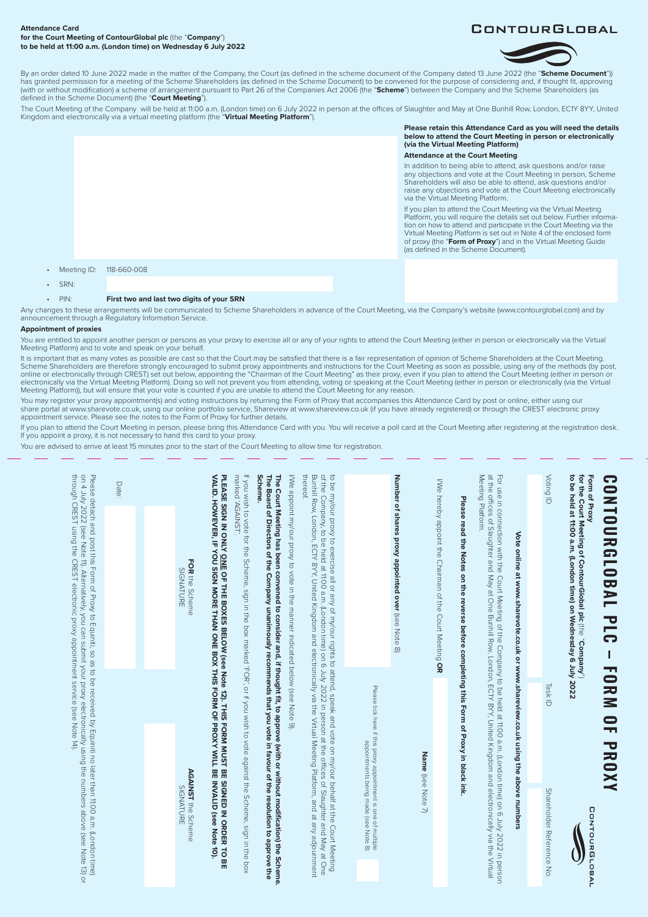**Attendance Card**
**for the Court Meeting of ContourGlobal plc** (the "**Company**")
**to be held at 11:00 a.m. (London time) on Wednesday 6 July 2022**

CONTOURGLOBAL

By an order dated 10 June 2022 made in the matter of the Company, the Court (as defined in the scheme document of the Company dated 13 June 2022 (the "**Scheme Document**")) has granted permission for a meeting of the Scheme Shareholders (as defined in the Scheme Document) to be convened for the purpose of considering and, if thought fit, approving (with or without modification) a scheme of arrangement pursuant to Part 26 of the Companies Act 2006 (the "**Scheme**") between the Company and the Scheme Shareholders (as defined in the Scheme Document) (the "**Court Meeting**").

The Court Meeting of the Company will be held at 11:00 a.m. (London time) on 6 July 2022 in person at the offices of Slaughter and May at One Bunhill Row, London, EC1Y 8YY, United Kingdom and electronically via a virtual meeting platform (the "**Virtual Meeting Platform**").

**Please retain this Attendance Card as you will need the details below to attend the Court Meeting in person or electronically (via the Virtual Meeting Platform)**

**Attendance at the Court Meeting**

In addition to being able to attend, ask questions and/or raise any objections and vote at the Court Meeting in person, Scheme Shareholders will also be able to attend, ask questions and/or raise any objections and vote at the Court Meeting electronically via the Virtual Meeting Platform.

If you plan to attend the Court Meeting via the Virtual Meeting Platform, you will require the details set out below. Further information on how to attend and participate in the Court Meeting via the Virtual Meeting Platform is set out in Note 4 of the enclosed form of proxy (the "**Form of Proxy**") and in the Virtual Meeting Guide (as defined in the Scheme Document).

- Meeting ID: 118-660-008
- SRN:
- PIN: **First two and last two digits of your SRN**

Any changes to these arrangements will be communicated to Scheme Shareholders in advance of the Court Meeting, via the Company's website (www.contourglobal.com) and by announcement through a Regulatory Information Service.

**Appointment of proxies**

You are entitled to appoint another person or persons as your proxy to exercise all or any of your rights to attend the Court Meeting (either in person or electronically via the Virtual Meeting Platform) and to vote and speak on your behalf.

It is important that as many votes as possible are cast so that the Court may be satisfied that there is a fair representation of opinion of Scheme Shareholders at the Court Meeting. Scheme Shareholders are therefore strongly encouraged to submit proxy appointments and instructions for the Court Meeting as soon as possible, using any of the methods (by post, online or electronically through CREST) set out below, appointing the "Chairman of the Court Meeting" as their proxy, even if you plan to attend the Court Meeting (either in person or electronically via the Virtual Meeting Platform). Doing so will not prevent you from attending, voting or speaking at the Court Meeting (either in person or electronically (via the Virtual Meeting Platform)), but will ensure that your vote is counted if you are unable to attend the Court Meeting for any reason.

You may register your proxy appointment(s) and voting instructions by returning the Form of Proxy that accompanies this Attendance Card by post or online, either using our share portal at www.sharevote.co.uk, using our online portfolio service, Shareview at www.shareview.co.uk (if you have already registered) or through the CREST electronic proxy appointment service. Please see the notes to the Form of Proxy for further details.

If you plan to attend the Court Meeting in person, please bring this Attendance Card with you. You will receive a poll card at the Court Meeting after registering at the registration desk. If you appoint a proxy, it is not necessary to hand this card to your proxy.

You are advised to arrive at least 15 minutes prior to the start of the Court Meeting to allow time for registration.

# CONTOURGLOBAL PLC – FORM OF PROXY

**Form of Proxy**
**for the Court Meeting of ContourGlobal plc** (the "**Company**")
**to be held at 11:00 a.m. (London time) on Wednesday 6 July 2022**

CONTOURGLOBAL

Voting ID | Task ID | Shareholder Reference No.

**Vote online at www.sharevote.co.uk or www.shareview.co.uk using the above numbers**

For use in connection with the Court Meeting of the Company to be held at 11:00 a.m. (London time) on 6 July 2022 in person at the offices of Slaughter and May at One Bunhill Row, London, EC1Y 8YY, United Kingdom and electronically via the Virtual Meeting Platform.

**Please read the Notes on the reverse before completing this Form of Proxy in black ink.**

I/We hereby appoint the Chairman of the Court Meeting **OR**

**Name** (see Note 7)

**Number of shares proxy appointed over** (see Note 8)

Please tick here if this proxy appointment is one of multiple appointments being made (see Note 8)

to be my/our proxy to exercise all or any of my/our rights to attend, speak and vote on my/our behalf at the Court Meeting of the Company, to be held at 11:00 a.m. (London time) on 6 July 2022 in person at the offices of Slaughter and May at One Bunhill Row, London, EC1Y 8YY, United Kingdom and electronically via the Virtual Meeting Platform, and at any adjournment thereof.

I/We appoint my/our proxy to vote in the manner indicated below (see Note 9).

**The Court Meeting has been convened to consider and, if thought fit, to approve (with or without modification) the Scheme. The Board of Directors of the Company unanimously recommends that you vote in favour of the resolution to approve the Scheme.**

If you wish to vote for the Scheme, sign in the box marked 'FOR', or if you wish to vote against the Scheme, sign in the box marked 'AGAINST'.

**PLEASE SIGN IN ONLY ONE OF THE BOXES BELOW (see Note 12). THIS FORM MUST BE SIGNED IN ORDER TO BE VALID. HOWEVER, IF YOU SIGN MORE THAN ONE BOX THIS FORM OF PROXY WILL BE INVALID (see Note 10).**

**FOR** the Scheme
SIGNATURE

**AGAINST** the Scheme
SIGNATURE

Date:

Please detach and post this Form of Proxy to Equiniti, so as to be received by Equiniti no later than 11:00 a.m. (London time) on 4 July 2022 (see Note 11). Alternatively, you can submit your proxy electronically using the numbers above (see Note 13) or through CREST using the CREST electronic proxy appointment service (see Note 14).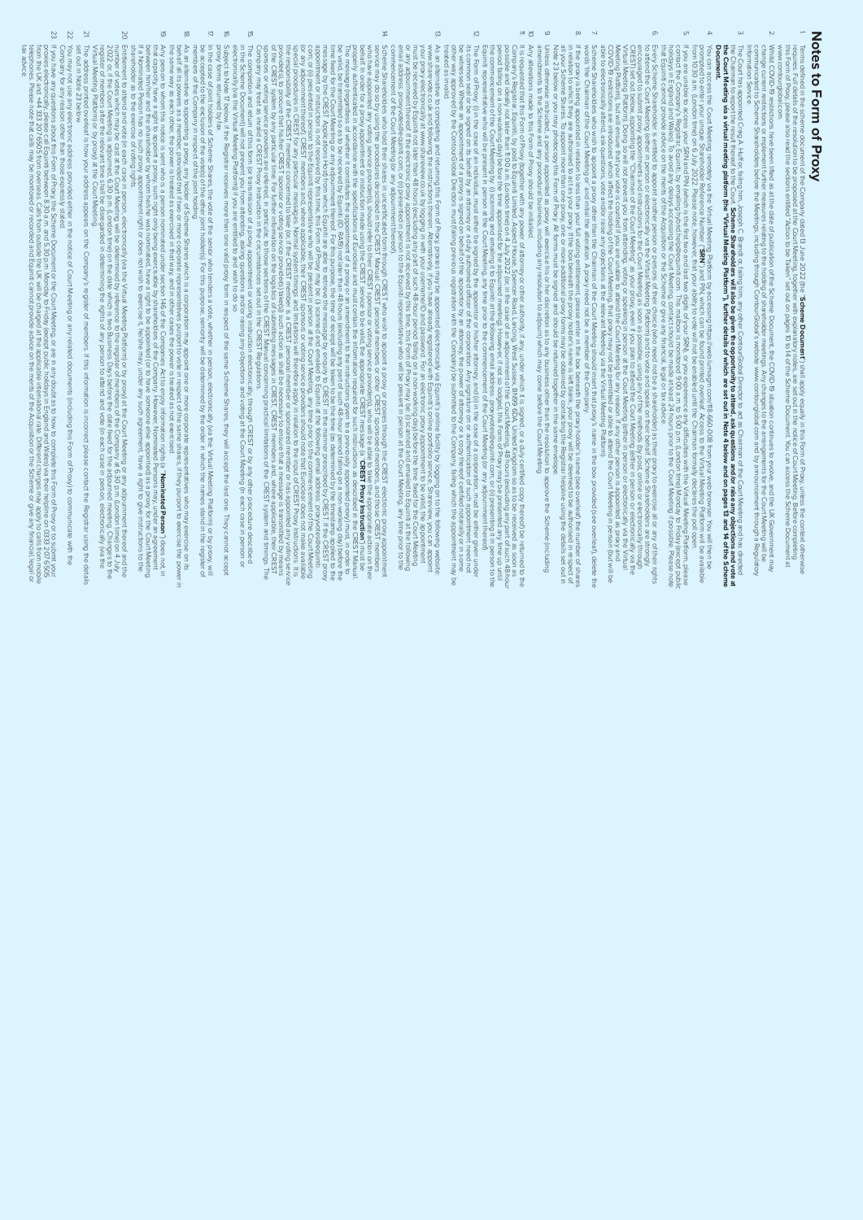# Notes to Form of Proxy

1. Terms defined in the scheme document of the Company dated 13 June 2022 (the "**Scheme Document**") shall apply equally in this Form of Proxy, unless the context otherwise requires. Before completing this Form of Proxy, please also read the sections entitled "Action to be Taken" set out on pages 10 to 14 of the Scheme Document. You can access the Scheme Document at www.contourglobal.com.

2. Whilst COVID-19 restrictions have been lifted as at the date of publication of the Scheme Document, the UK Government may change current restrictions or implement further measures relating to the holding of general meetings. Any changes to the arrangements for the Court Meeting will be communicated to Scheme Shareholders before the Meetings, including through ContourGlobal's website: www.contourglobal.com and by announcement through a Regulatory Information Service.

3. The Court has appointed Craig A. Huff or, failing him, Joseph C. Brandt or, failing him, any other ContourGlobal Director to act as Chairman of the Court Meeting and has directed the Chairman to report the result thereof to the Court. **Scheme Shareholders will also be given the opportunity to attend, ask questions and/or raise any objections and vote at the Court Meeting via a virtual meeting platform (the "Virtual Meeting Platform"), further details of which are set out in Note 4 below and on pages 13 and 14 of the Scheme Document.**

4. You can access the Court Meeting remotely via the Virtual Meeting Platform by accessing https://web.lumiagm.com/118-660-008 from your web browser. You will then be prompted to enter your unique Shareholder Reference Number ("**SRN**") and PIN which can be found printed overleaf. Access to the Virtual Meeting Platform will be available from 10.30 a.m. (London time) on 6 July 2022.

5. If you are unable to access your SRN and PIN (which is the first two and last two digits of your SRN), or you experience any difficulties with the Virtual Meeting Platform, please contact the Company's Registrar, Equiniti, by emailing hybrid.help@equiniti.com. This mailbox is monitored 9.00 a.m. to 5.00 p.m. (London time) Monday to Friday (except public holidays in England and Wales). To avoid any delays, you should contact Equiniti at least 72 hours prior to the Court Meeting if possible. Please note that Equiniti cannot provide advice on the merits of the Acquisition or the Scheme or give any financial, legal or tax advice.

6. Every Scheme Shareholder is entitled to appoint another person or persons of their choice (who need not be a shareholder) as their proxy to exercise all or any of their rights to attend, speak and vote at the Court Meeting. Scheme Shareholders are strongly encouraged to submit proxy appointments and instructions for the Court Meeting as soon as possible, using any of the methods (by post, online or electronically through CREST) set out above, appointing the "Chairman of the Court Meeting" as your proxy, even if you plan to attend the Court Meeting (either in person or electronically via the Virtual Meeting Platform). Doing so will not prevent you from attending, but will ensure that your vote is counted if you are unable to attend the Court Meeting for any reason. If any other person is appointed as proxy and COVID-19 restrictions are introduced which affect the holding of the Court Meeting, that proxy may not be permitted or able to attend the Court Meeting in person (but will be able to attend, ask questions, raise any objections and vote electronically via the Virtual Meeting Platform).

7. Scheme Shareholders who wish to appoint a proxy other than the Chairman of the Court Meeting should insert that proxy's name in the box provided (see overleaf), delete the words "the Chairman of the Court Meeting" and initial the alteration. A proxy need not be a member of the Company.

8. If the proxy is being appointed in relation to less than your full entitlement, please enter the number of shares in relation to which they are authorised to act as your proxy in the box provided overleaf. If left blank your proxy will be deemed to be authorised in respect of all your Scheme Shares. To appoint more than one proxy, one or more additional proxy forms may be obtained by contacting the Registrar helpline using the details set out in Note 23 below or you may photocopy this Form of Proxy. All forms must be signed and should be returned together in the same envelope.

9. Unless otherwise instructed, the proxy may vote as he or she thinks fit or abstain from voting in relation to any business of the Court Meeting (including amendments to the Scheme and any procedural business, including any resolution to adjourn) which may come before the Court Meeting.

10. Any alterations made to this Form of Proxy should be initialled.

11. It is requested that this Form of Proxy (together with any power of attorney or other authority, if any, under which it is signed, or a duly certified copy thereof) be returned to the Company's Registrar, Equiniti, by post to Equiniti Limited, Aspect House, Spencer Road, Lancing, West Sussex, BN99 6DA, United Kingdom so as to be received as soon as possible and ideally not later than 11.00 a.m. (London time) on 4 July 2022 (or, in the case of an adjournment of the Court Meeting, 48 hours (excluding any part of such 48-hour period falling on a non-working day) before the time fixed for the adjourned Court Meeting). If this Form of Proxy is not so lodged by that time, it may be: (i) scanned and emailed to Equiniti at the following email address: proxyvotes@equiniti.com; or (ii) presented in person to the Equiniti representative who will be present in person at the Court Meeting, any time prior to the commencement of the Court Meeting (or any adjournment thereof).

12. This Form of Proxy must be signed by the shareholder or their attorney. In the case of a corporation, this Form of Proxy must be either given under its common seal or be signed on its behalf by an attorney or duly authorised officer of the corporation. Any signature on or authentication of such appointment need not be witnessed. Where an appointment of a proxy is signed on behalf of the appointor by an attorney, the power of attorney or a copy thereof certified notarially or in some other way approved by the ContourGlobal Directors must (failing previous registration with the Company) be submitted to the Company, failing which the appointment may be treated as invalid.

13. As an alternative to completing and returning this Form of Proxy, proxies may be appointed electronically via Equiniti's online facility by logging on to the following website: www.sharevote.co.uk and following the instructions therein. Alternatively, if you have already registered with Equiniti's online portfolio service, Shareview, you can submit your proxy electronically by logging on to your portfolio at www.shareview.co.uk using your usual user ID and password. For an electronic proxy appointment to be valid, the appointment must be received by Equiniti not later than 48 hours (excluding any part of such 48-hour period falling on a non-working day) before the time fixed for the Court Meeting or any adjournment of it. If the electronic proxy appointment is not received by this time, this Form of Proxy may be: (i) scanned and emailed to Equiniti at the following email address: proxyvotes@equiniti.com; or (ii) presented in person to the Equiniti representative who will be present in person at the Court Meeting, any time prior to the commencement of the Court Meeting (or any adjournment thereof).

14. If you hold Scheme Shares in uncertificated form through CREST and wish to appoint a proxy or proxies for the Court Meeting (or any adjourned meeting) by using the CREST electronic proxy appointment service, you may do so by using the procedures described in the CREST Manual. CREST personal members or other CREST sponsored members, and those CREST members who have appointed any voting service provider(s), should refer to their CREST sponsor or voting service provider(s), who will be able to take the appropriate action on their behalf. In order for a proxy appointment or instruction made by means of CREST to be valid, the appropriate CREST message (a "**CREST Proxy Instruction**") must be properly authenticated in accordance with the specifications of Euroclear and must contain the information required for such instructions as described in the CREST Manual. The message (regardless of whether it constitutes the appointment of a proxy or an amendment to the instructions given to a previously appointed proxy) must, in order to be valid, be transmitted so as to be received by Equiniti (ID: RA19) not later than 48 hours (excluding any part of such 48-hour period falling on a non-working day) before the time fixed for the Court Meeting or any adjournment thereof. For this purpose, the time of receipt will be taken to be the time (as determined by the timestamp applied to the message by the CREST Applications Host) from which Equiniti are able to retrieve the message by enquiry to CREST in the manner prescribed by CREST. If the CREST proxy appointment or instruction is not received by this time, this Form of Proxy may be: (i) scanned and emailed to Equiniti at the following email address: proxyvotes@equiniti.com; or (ii) presented in person to the Equiniti representative who will be present in person at the Court Meeting, any time prior to the commencement of the Court Meeting (or any adjournment thereof). CREST members and, where applicable, their CREST sponsors or voting service providers should note that Euroclear does not make available special procedures in CREST for any particular messages. Normal system timings and limitations will therefore apply in relation to the input of CREST Proxy Instructions. It is the responsibility of the CREST member concerned to take (or, if the CREST member is a CREST personal member or sponsored member or has appointed any voting service provider(s), to procure that his CREST sponsor or voting service provider(s) take(s)) such action as shall be necessary to ensure that a message is transmitted by means of the CREST system by any particular time. For further information on the logistics of submitting messages through CREST, CREST members and, where applicable, their CREST sponsors or voting service providers are referred, in particular, to those sections of the CREST Manual concerning practical limitations of the CREST system and timings. The Company may treat as invalid a CREST Proxy Instruction in the circumstances set out in the CREST Regulations.

15. The completion and return of this Form of Proxy (or the appointment of a proxy or proxies electronically, through CREST or by any other procedure described in the Scheme Document) will not prevent you from attending, asking questions and/or raising any objections and voting at the Court Meeting (in each case in person or electronically via the Virtual Meeting Platform) if you are entitled to and wish to do so.

16. Subject to Note 17 below, if the Registrar receives more than one valid proxy form in respect of the same Scheme Shares, they will accept the last one. They cannot accept proxy forms returned by fax.

17. In the case of joint holders of Scheme Shares, the vote of the senior who tenders a vote, whether in person, electronically (via the Virtual Meeting Platform) or by proxy, will be accepted to the exclusion of the vote(s) of the other joint holder(s). For this purpose, seniority will be determined by the order in which the names stand in the register of members of the Company in respect of the joint holding.

18. As an alternative to appointing a proxy, any holder of Scheme Shares which is a corporation may appoint one or more corporate representatives who may exercise on its behalf all its powers as a member, provided that if two or more corporate representatives purport to vote in respect of the same shares, if they purport to exercise the power in the same way as each other, the power is treated as exercised in that way.

19. Any person to whom this notice is sent who is a person nominated under section 146 of the Companies Act to enjoy information rights (a "**Nominated Person**") does not, in that capacity, have a right to appoint a proxy, such right only being exercisable by shareholders of the Company. However, Nominated Persons may, under an agreement between him/her and the shareholder by whom he/she was nominated, have a right to be appointed (or to have someone else appointed) as a proxy for the Court Meeting. If a Nominated Person has no such proxy appointment right or does not wish to exercise it, he/she may, under any such agreement, have a right to give instructions to the shareholder as to the exercise of voting rights.

20. Entitlement to attend and vote (in each case, in person, electronically (via the Virtual Meeting Platform) or by proxy) at the Court Meeting or any adjournment thereof and the number of votes which may be cast at the Court Meeting will be determined by reference to the register of members of the Company at 6.30 p.m. (London time) on 4 July 2022 or, if the Court Meeting is adjourned, 6.30 p.m. (London time) on the date which is two Business Days before the date fixed for the adjourned meeting. Changes to the register of members after the relevant time shall be disregarded in determining the rights of any person to attend and vote (in each case, in person, electronically (via the Virtual Meeting Platform) or by proxy) at the Court Meeting.

21. The address printed overleaf is how your address appears on the Company's register of members. If this information is incorrect please contact the Registrar using the details set out in Note 23 below.

22. You may not use any electronic address provided either in the notice of Court Meeting or any related documents (including this Form of Proxy) to communicate with the Company for any reason other than those expressly stated.

23. If you have any questions about this Form of Proxy, the Scheme Document or the Court Meeting, or are in any doubt as to how to complete this Form of Proxy or to submit your proxy electronically, please call Equiniti between 8.30 a.m. and 5.30 p.m. (London time) Monday to Friday (except public holidays in England and Wales) on 0333 207 6505 from the UK and +44 333 207 6505 from overseas. Calls from outside the UK will be charged at the applicable international rate. Different charges may apply to calls from mobile telephones. Please note that calls may be monitored or recorded and Equiniti cannot provide advice on the merits of the Acquisition or the Scheme or give any financial, legal or tax advice.